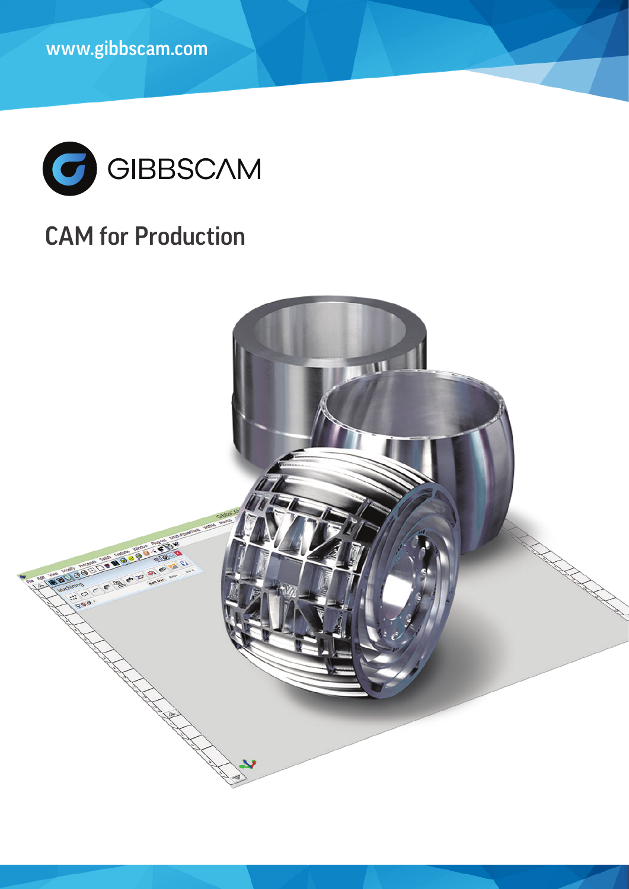www.gibbscam.com

GIBBSCAM

# CAM for Production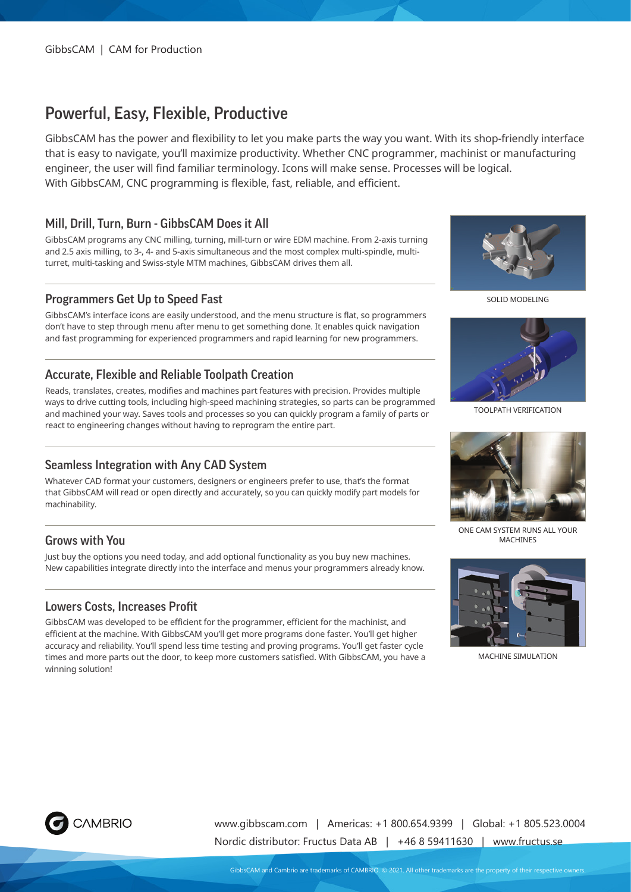# Powerful, Easy, Flexible, Productive

GibbsCAM has the power and flexibility to let you make parts the way you want. With its shop-friendly interface that is easy to navigate, you'll maximize productivity. Whether CNC programmer, machinist or manufacturing engineer, the user will find familiar terminology. Icons will make sense. Processes will be logical. With GibbsCAM, CNC programming is flexible, fast, reliable, and efficient.

## Mill, Drill, Turn, Burn - GibbsCAM Does it All

GibbsCAM programs any CNC milling, turning, mill-turn or wire EDM machine. From 2-axis turning and 2.5 axis milling, to 3-, 4- and 5-axis simultaneous and the most complex multi-spindle, multi-turret, multi-tasking and Swiss-style MTM machines, GibbsCAM drives them all.

## Programmers Get Up to Speed Fast

GibbsCAM's interface icons are easily understood, and the menu structure is flat, so programmers don't have to step through menu after menu to get something done. It enables quick navigation and fast programming for experienced programmers and rapid learning for new programmers.

## Accurate, Flexible and Reliable Toolpath Creation

Reads, translates, creates, modifies and machines part features with precision. Provides multiple ways to drive cutting tools, including high-speed machining strategies, so parts can be programmed and machined your way. Saves tools and processes so you can quickly program a family of parts or react to engineering changes without having to reprogram the entire part.

## Seamless Integration with Any CAD System

Whatever CAD format your customers, designers or engineers prefer to use, that's the format that GibbsCAM will read or open directly and accurately, so you can quickly modify part models for machinability.

## Grows with You

Just buy the options you need today, and add optional functionality as you buy new machines. New capabilities integrate directly into the interface and menus your programmers already know.

## Lowers Costs, Increases Profit

GibbsCAM was developed to be efficient for the programmer, efficient for the machinist, and efficient at the machine. With GibbsCAM you'll get more programs done faster. You'll get higher accuracy and reliability. You'll spend less time testing and proving programs. You'll get faster cycle times and more parts out the door, to keep more customers satisfied. With GibbsCAM, you have a winning solution!

SOLID MODELING

TOOLPATH VERIFICATION

ONE CAM SYSTEM RUNS ALL YOUR MACHINES

MACHINE SIMULATION

www.gibbscam.com | Americas: +1 800.654.9399 | Global: +1 805.523.0004

Nordic distributor: Fructus Data AB | +46 8 59411630 | www.fructus.se

GibbsCAM and Cambrio are trademarks of CAMBRIO. © 2021. All other trademarks are the property of their respective owners.